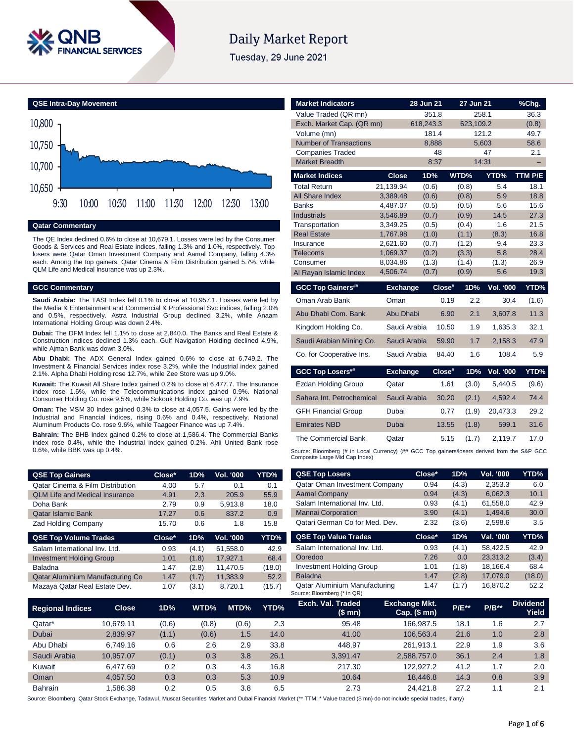# Daily Market Report

Tuesday, 29 June 2021

## QSE Intra-Day Movement

## Qatar Commentary

The QE Index declined 0.6% to close at 10,679.1. Losses were led by the Consumer Goods & Services and Real Estate indices, falling 1.3% and 1.0%, respectively. Top losers were Qatar Oman Investment Company and Aamal Company, falling 4.3% each. Among the top gainers, Qatar Cinema & Film Distribution gained 5.7%, while QLM Life and Medical Insurance was up 2.3%.

## GCC Commentary

**Saudi Arabia:** The TASI Index fell 0.1% to close at 10,957.1. Losses were led by the Media & Entertainment and Commercial & Professional Svc indices, falling 2.0% and 0.5%, respectively. Astra Industrial Group declined 3.2%, while Anaam International Holding Group was down 2.4%.

**Dubai:** The DFM Index fell 1.1% to close at 2,840.0. The Banks and Real Estate & Construction indices declined 1.3% each. Gulf Navigation Holding declined 4.9%, while Ajman Bank was down 3.0%.

**Abu Dhabi:** The ADX General Index gained 0.6% to close at 6,749.2. The Investment & Financial Services index rose 3.2%, while the Industrial index gained 2.1%. Alpha Dhabi Holding rose 12.7%, while Zee Store was up 9.0%.

**Kuwait:** The Kuwait All Share Index gained 0.2% to close at 6,477.7. The Insurance index rose 1.6%, while the Telecommunications index gained 0.9%. National Consumer Holding Co. rose 9.5%, while Sokouk Holding Co. was up 7.9%.

**Oman:** The MSM 30 Index gained 0.3% to close at 4,057.5. Gains were led by the Industrial and Financial indices, rising 0.6% and 0.4%, respectively. National Aluminum Products Co. rose 9.6%, while Tageer Finance was up 7.4%.

**Bahrain:** The BHB Index gained 0.2% to close at 1,586.4. The Commercial Banks index rose 0.4%, while the Industrial index gained 0.2%. Ahli United Bank rose 0.6%, while BBK was up 0.4%.

| Market Indicators | 28 Jun 21 | 27 Jun 21 | %Chg. |
|---|---|---|---|
| Value Traded (QR mn) | 351.8 | 258.1 | 36.3 |
| Exch. Market Cap. (QR mn) | 618,243.3 | 623,109.2 | (0.8) |
| Volume (mn) | 181.4 | 121.2 | 49.7 |
| Number of Transactions | 8,888 | 5,603 | 58.6 |
| Companies Traded | 48 | 47 | 2.1 |
| Market Breadth | 8:37 | 14:31 | – |

| Market Indices | Close | 1D% | WTD% | YTD% | TTM P/E |
|---|---|---|---|---|---|
| Total Return | 21,139.94 | (0.6) | (0.8) | 5.4 | 18.1 |
| All Share Index | 3,389.48 | (0.6) | (0.8) | 5.9 | 18.8 |
| Banks | 4,487.07 | (0.5) | (0.5) | 5.6 | 15.6 |
| Industrials | 3,546.89 | (0.7) | (0.9) | 14.5 | 27.3 |
| Transportation | 3,349.25 | (0.5) | (0.4) | 1.6 | 21.5 |
| Real Estate | 1,767.98 | (1.0) | (1.1) | (8.3) | 16.8 |
| Insurance | 2,621.60 | (0.7) | (1.2) | 9.4 | 23.3 |
| Telecoms | 1,069.37 | (0.2) | (3.3) | 5.8 | 28.4 |
| Consumer | 8,034.86 | (1.3) | (1.4) | (1.3) | 26.9 |
| Al Rayan Islamic Index | 4,506.74 | (0.7) | (0.9) | 5.6 | 19.3 |

| GCC Top Gainers## | Exchange | Close# | 1D% | Vol. '000 | YTD% |
|---|---|---|---|---|---|
| Oman Arab Bank | Oman | 0.19 | 2.2 | 30.4 | (1.6) |
| Abu Dhabi Com. Bank | Abu Dhabi | 6.90 | 2.1 | 3,607.8 | 11.3 |
| Kingdom Holding Co. | Saudi Arabia | 10.50 | 1.9 | 1,635.3 | 32.1 |
| Saudi Arabian Mining Co. | Saudi Arabia | 59.90 | 1.7 | 2,158.3 | 47.9 |
| Co. for Cooperative Ins. | Saudi Arabia | 84.40 | 1.6 | 108.4 | 5.9 |

| GCC Top Losers## | Exchange | Close# | 1D% | Vol. '000 | YTD% |
|---|---|---|---|---|---|
| Ezdan Holding Group | Qatar | 1.61 | (3.0) | 5,440.5 | (9.6) |
| Sahara Int. Petrochemical | Saudi Arabia | 30.20 | (2.1) | 4,592.4 | 74.4 |
| GFH Financial Group | Dubai | 0.77 | (1.9) | 20,473.3 | 29.2 |
| Emirates NBD | Dubai | 13.55 | (1.8) | 599.1 | 31.6 |
| The Commercial Bank | Qatar | 5.15 | (1.7) | 2,119.7 | 17.0 |

Source: Bloomberg (# in Local Currency) (## GCC Top gainers/losers derived from the S&P GCC Composite Large Mid Cap Index)

| QSE Top Gainers | Close* | 1D% | Vol. '000 | YTD% |
|---|---|---|---|---|
| Qatar Cinema & Film Distribution | 4.00 | 5.7 | 0.1 | 0.1 |
| QLM Life and Medical Insurance | 4.91 | 2.3 | 205.9 | 55.9 |
| Doha Bank | 2.79 | 0.9 | 5,913.8 | 18.0 |
| Qatar Islamic Bank | 17.27 | 0.6 | 837.2 | 0.9 |
| Zad Holding Company | 15.70 | 0.6 | 1.8 | 15.8 |

| QSE Top Volume Trades | Close* | 1D% | Vol. '000 | YTD% |
|---|---|---|---|---|
| Salam International Inv. Ltd. | 0.93 | (4.1) | 61,558.0 | 42.9 |
| Investment Holding Group | 1.01 | (1.8) | 17,927.1 | 68.4 |
| Baladna | 1.47 | (2.8) | 11,470.5 | (18.0) |
| Qatar Aluminium Manufacturing Co | 1.47 | (1.7) | 11,383.9 | 52.2 |
| Mazaya Qatar Real Estate Dev. | 1.07 | (3.1) | 8,720.1 | (15.7) |

| QSE Top Losers | Close* | 1D% | Vol. '000 | YTD% |
|---|---|---|---|---|
| Qatar Oman Investment Company | 0.94 | (4.3) | 2,353.3 | 6.0 |
| Aamal Company | 0.94 | (4.3) | 6,062.3 | 10.1 |
| Salam International Inv. Ltd. | 0.93 | (4.1) | 61,558.0 | 42.9 |
| Mannai Corporation | 3.90 | (4.1) | 1,494.6 | 30.0 |
| Qatari German Co for Med. Dev. | 2.32 | (3.6) | 2,598.6 | 3.5 |

| QSE Top Value Trades | Close* | 1D% | Val. '000 | YTD% |
|---|---|---|---|---|
| Salam International Inv. Ltd. | 0.93 | (4.1) | 58,422.5 | 42.9 |
| Ooredoo | 7.26 | 0.0 | 23,313.2 | (3.4) |
| Investment Holding Group | 1.01 | (1.8) | 18,166.4 | 68.4 |
| Baladna | 1.47 | (2.8) | 17,079.0 | (18.0) |
| Qatar Aluminium Manufacturing | 1.47 | (1.7) | 16,870.2 | 52.2 |

Source: Bloomberg (* in QR)

| Regional Indices | Close | 1D% | WTD% | MTD% | YTD% | Exch. Val. Traded ($ mn) | Exchange Mkt. Cap. ($ mn) | P/E** | P/B** | Dividend Yield |
|---|---|---|---|---|---|---|---|---|---|---|
| Qatar* | 10,679.11 | (0.6) | (0.8) | (0.6) | 2.3 | 95.48 | 166,987.5 | 18.1 | 1.6 | 2.7 |
| Dubai | 2,839.97 | (1.1) | (0.6) | 1.5 | 14.0 | 41.00 | 106,563.4 | 21.6 | 1.0 | 2.8 |
| Abu Dhabi | 6,749.16 | 0.6 | 2.6 | 2.9 | 33.8 | 448.97 | 261,913.1 | 22.9 | 1.9 | 3.6 |
| Saudi Arabia | 10,957.07 | (0.1) | 0.3 | 3.8 | 26.1 | 3,391.47 | 2,588,757.0 | 36.1 | 2.4 | 1.8 |
| Kuwait | 6,477.69 | 0.2 | 0.3 | 4.3 | 16.8 | 217.30 | 122,927.2 | 41.2 | 1.7 | 2.0 |
| Oman | 4,057.50 | 0.3 | 0.3 | 5.3 | 10.9 | 10.64 | 18,446.8 | 14.3 | 0.8 | 3.9 |
| Bahrain | 1,586.38 | 0.2 | 0.5 | 3.8 | 6.5 | 2.73 | 24,421.8 | 27.2 | 1.1 | 2.1 |

Source: Bloomberg, Qatar Stock Exchange, Tadawul, Muscat Securities Market and Dubai Financial Market (** TTM; * Value traded ($ mn) do not include special trades, if any)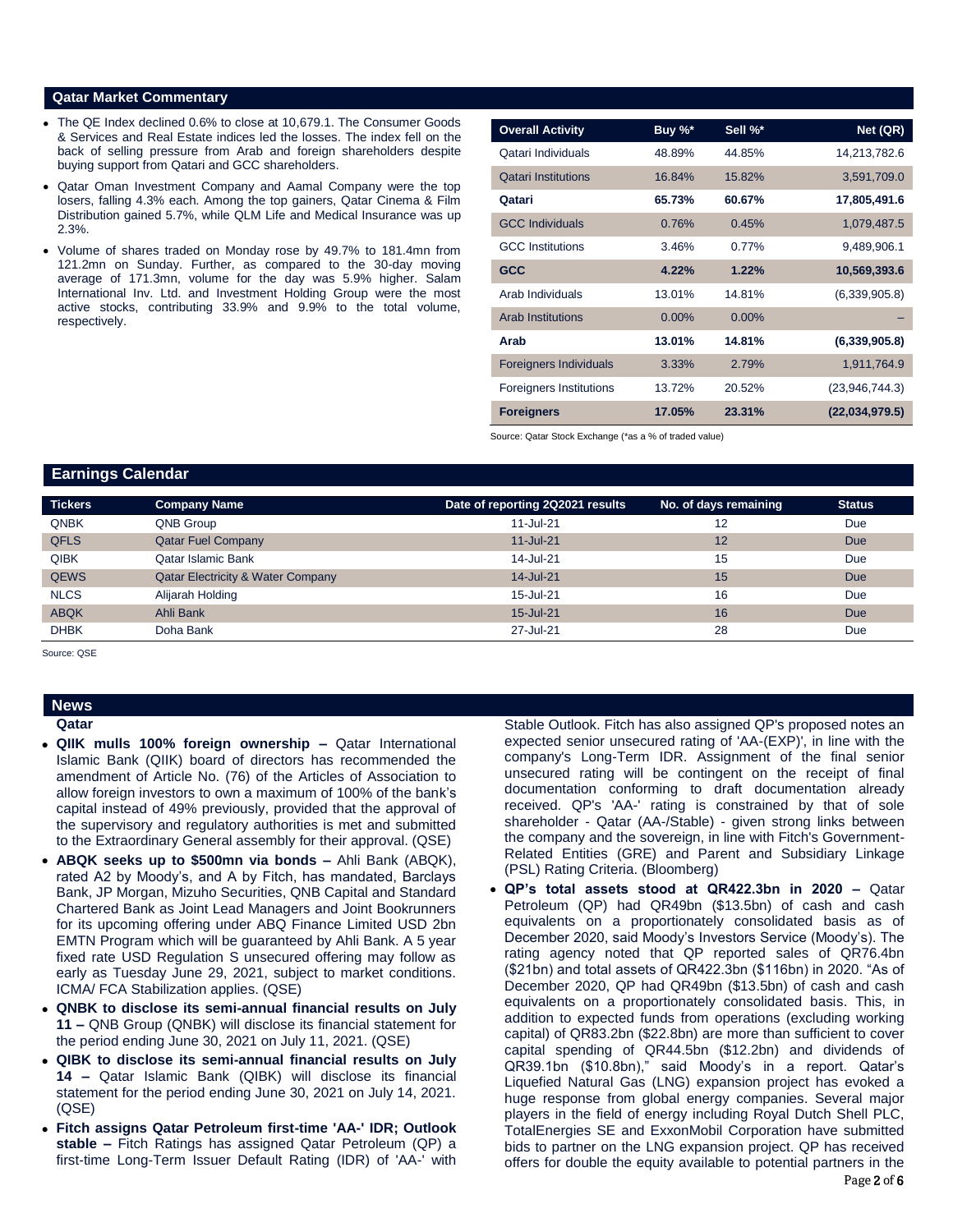## Qatar Market Commentary

- The QE Index declined 0.6% to close at 10,679.1. The Consumer Goods & Services and Real Estate indices led the losses. The index fell on the back of selling pressure from Arab and foreign shareholders despite buying support from Qatari and GCC shareholders.
- Qatar Oman Investment Company and Aamal Company were the top losers, falling 4.3% each. Among the top gainers, Qatar Cinema & Film Distribution gained 5.7%, while QLM Life and Medical Insurance was up 2.3%.
- Volume of shares traded on Monday rose by 49.7% to 181.4mn from 121.2mn on Sunday. Further, as compared to the 30-day moving average of 171.3mn, volume for the day was 5.9% higher. Salam International Inv. Ltd. and Investment Holding Group were the most active stocks, contributing 33.9% and 9.9% to the total volume, respectively.

| Overall Activity | Buy %* | Sell %* | Net (QR) |
|---|---|---|---|
| Qatari Individuals | 48.89% | 44.85% | 14,213,782.6 |
| Qatari Institutions | 16.84% | 15.82% | 3,591,709.0 |
| **Qatari** | **65.73%** | **60.67%** | **17,805,491.6** |
| GCC Individuals | 0.76% | 0.45% | 1,079,487.5 |
| GCC Institutions | 3.46% | 0.77% | 9,489,906.1 |
| **GCC** | **4.22%** | **1.22%** | **10,569,393.6** |
| Arab Individuals | 13.01% | 14.81% | (6,339,905.8) |
| Arab Institutions | 0.00% | 0.00% | – |
| **Arab** | **13.01%** | **14.81%** | **(6,339,905.8)** |
| Foreigners Individuals | 3.33% | 2.79% | 1,911,764.9 |
| Foreigners Institutions | 13.72% | 20.52% | (23,946,744.3) |
| **Foreigners** | **17.05%** | **23.31%** | **(22,034,979.5)** |

Source: Qatar Stock Exchange (*as a % of traded value)

## Earnings Calendar

| Tickers | Company Name | Date of reporting 2Q2021 results | No. of days remaining | Status |
|---|---|---|---|---|
| QNBK | QNB Group | 11-Jul-21 | 12 | Due |
| QFLS | Qatar Fuel Company | 11-Jul-21 | 12 | Due |
| QIBK | Qatar Islamic Bank | 14-Jul-21 | 15 | Due |
| QEWS | Qatar Electricity & Water Company | 14-Jul-21 | 15 | Due |
| NLCS | Alijarah Holding | 15-Jul-21 | 16 | Due |
| ABQK | Ahli Bank | 15-Jul-21 | 16 | Due |
| DHBK | Doha Bank | 27-Jul-21 | 28 | Due |

Source: QSE

## News

### Qatar

- **QIIK mulls 100% foreign ownership –** Qatar International Islamic Bank (QIIK) board of directors has recommended the amendment of Article No. (76) of the Articles of Association to allow foreign investors to own a maximum of 100% of the bank's capital instead of 49% previously, provided that the approval of the supervisory and regulatory authorities is met and submitted to the Extraordinary General assembly for their approval. (QSE)
- **ABQK seeks up to \$500mn via bonds –** Ahli Bank (ABQK), rated A2 by Moody's, and A by Fitch, has mandated, Barclays Bank, JP Morgan, Mizuho Securities, QNB Capital and Standard Chartered Bank as Joint Lead Managers and Joint Bookrunners for its upcoming offering under ABQ Finance Limited USD 2bn EMTN Program which will be guaranteed by Ahli Bank. A 5 year fixed rate USD Regulation S unsecured offering may follow as early as Tuesday June 29, 2021, subject to market conditions. ICMA/ FCA Stabilization applies. (QSE)
- **QNBK to disclose its semi-annual financial results on July 11 –** QNB Group (QNBK) will disclose its financial statement for the period ending June 30, 2021 on July 11, 2021. (QSE)
- **QIBK to disclose its semi-annual financial results on July 14 –** Qatar Islamic Bank (QIBK) will disclose its financial statement for the period ending June 30, 2021 on July 14, 2021. (QSE)
- **Fitch assigns Qatar Petroleum first-time 'AA-' IDR; Outlook stable –** Fitch Ratings has assigned Qatar Petroleum (QP) a first-time Long-Term Issuer Default Rating (IDR) of 'AA-' with Stable Outlook. Fitch has also assigned QP's proposed notes an expected senior unsecured rating of 'AA-(EXP)', in line with the company's Long-Term IDR. Assignment of the final senior unsecured rating will be contingent on the receipt of final documentation conforming to draft documentation already received. QP's 'AA-' rating is constrained by that of sole shareholder - Qatar (AA-/Stable) - given strong links between the company and the sovereign, in line with Fitch's Government-Related Entities (GRE) and Parent and Subsidiary Linkage (PSL) Rating Criteria. (Bloomberg)
- **QP's total assets stood at QR422.3bn in 2020 –** Qatar Petroleum (QP) had QR49bn (\$13.5bn) of cash and cash equivalents on a proportionately consolidated basis as of December 2020, said Moody's Investors Service (Moody's). The rating agency noted that QP reported sales of QR76.4bn (\$21bn) and total assets of QR422.3bn (\$116bn) in 2020. "As of December 2020, QP had QR49bn (\$13.5bn) of cash and cash equivalents on a proportionately consolidated basis. This, in addition to expected funds from operations (excluding working capital) of QR83.2bn (\$22.8bn) are more than sufficient to cover capital spending of QR44.5bn (\$12.2bn) and dividends of QR39.1bn (\$10.8bn)," said Moody's in a report. Qatar's Liquefied Natural Gas (LNG) expansion project has evoked a huge response from global energy companies. Several major players in the field of energy including Royal Dutch Shell PLC, TotalEnergies SE and ExxonMobil Corporation have submitted bids to partner on the LNG expansion project. QP has received offers for double the equity available to potential partners in the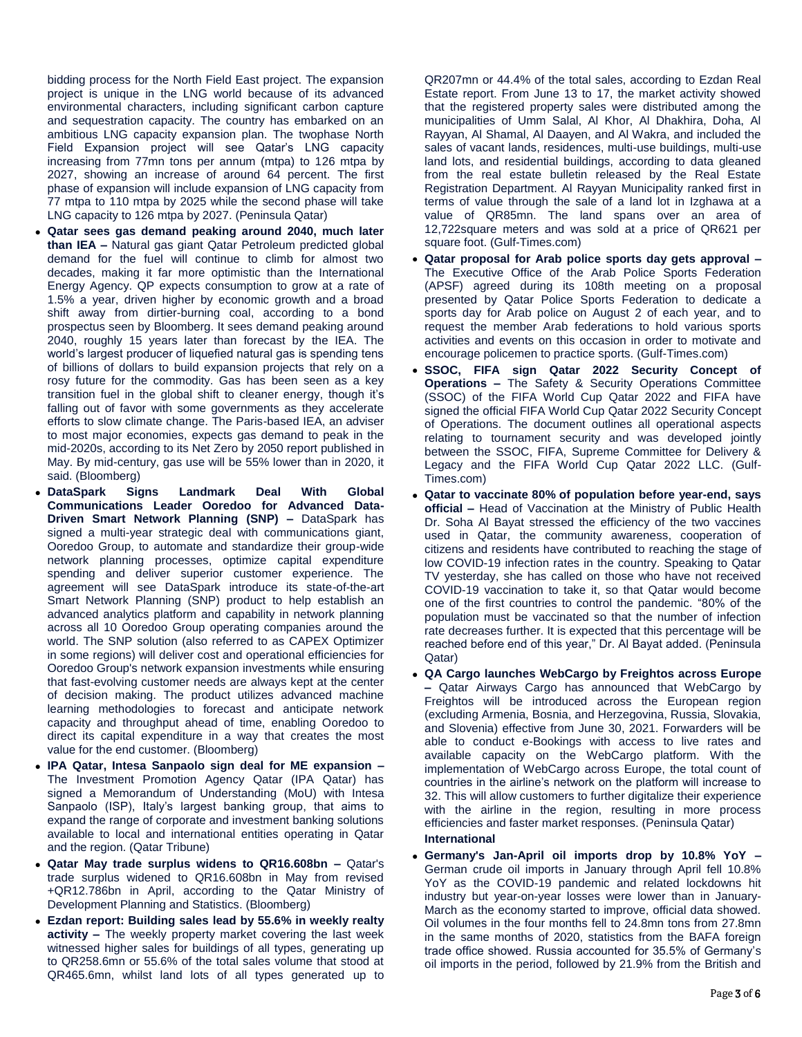bidding process for the North Field East project. The expansion project is unique in the LNG world because of its advanced environmental characters, including significant carbon capture and sequestration capacity. The country has embarked on an ambitious LNG capacity expansion plan. The twophase North Field Expansion project will see Qatar's LNG capacity increasing from 77mn tons per annum (mtpa) to 126 mtpa by 2027, showing an increase of around 64 percent. The first phase of expansion will include expansion of LNG capacity from 77 mtpa to 110 mtpa by 2025 while the second phase will take LNG capacity to 126 mtpa by 2027. (Peninsula Qatar)

- **Qatar sees gas demand peaking around 2040, much later than IEA –** Natural gas giant Qatar Petroleum predicted global demand for the fuel will continue to climb for almost two decades, making it far more optimistic than the International Energy Agency. QP expects consumption to grow at a rate of 1.5% a year, driven higher by economic growth and a broad shift away from dirtier-burning coal, according to a bond prospectus seen by Bloomberg. It sees demand peaking around 2040, roughly 15 years later than forecast by the IEA. The world's largest producer of liquefied natural gas is spending tens of billions of dollars to build expansion projects that rely on a rosy future for the commodity. Gas has been seen as a key transition fuel in the global shift to cleaner energy, though it's falling out of favor with some governments as they accelerate efforts to slow climate change. The Paris-based IEA, an adviser to most major economies, expects gas demand to peak in the mid-2020s, according to its Net Zero by 2050 report published in May. By mid-century, gas use will be 55% lower than in 2020, it said. (Bloomberg)
- **DataSpark Signs Landmark Deal With Global Communications Leader Ooredoo for Advanced Data-Driven Smart Network Planning (SNP) –** DataSpark has signed a multi-year strategic deal with communications giant, Ooredoo Group, to automate and standardize their group-wide network planning processes, optimize capital expenditure spending and deliver superior customer experience. The agreement will see DataSpark introduce its state-of-the-art Smart Network Planning (SNP) product to help establish an advanced analytics platform and capability in network planning across all 10 Ooredoo Group operating companies around the world. The SNP solution (also referred to as CAPEX Optimizer in some regions) will deliver cost and operational efficiencies for Ooredoo Group's network expansion investments while ensuring that fast-evolving customer needs are always kept at the center of decision making. The product utilizes advanced machine learning methodologies to forecast and anticipate network capacity and throughput ahead of time, enabling Ooredoo to direct its capital expenditure in a way that creates the most value for the end customer. (Bloomberg)
- **IPA Qatar, Intesa Sanpaolo sign deal for ME expansion –** The Investment Promotion Agency Qatar (IPA Qatar) has signed a Memorandum of Understanding (MoU) with Intesa Sanpaolo (ISP), Italy's largest banking group, that aims to expand the range of corporate and investment banking solutions available to local and international entities operating in Qatar and the region. (Qatar Tribune)
- **Qatar May trade surplus widens to QR16.608bn –** Qatar's trade surplus widened to QR16.608bn in May from revised +QR12.786bn in April, according to the Qatar Ministry of Development Planning and Statistics. (Bloomberg)
- **Ezdan report: Building sales lead by 55.6% in weekly realty activity –** The weekly property market covering the last week witnessed higher sales for buildings of all types, generating up to QR258.6mn or 55.6% of the total sales volume that stood at QR465.6mn, whilst land lots of all types generated up to QR207mn or 44.4% of the total sales, according to Ezdan Real Estate report. From June 13 to 17, the market activity showed that the registered property sales were distributed among the municipalities of Umm Salal, Al Khor, Al Dhakhira, Doha, Al Rayyan, Al Shamal, Al Daayen, and Al Wakra, and included the sales of vacant lands, residences, multi-use buildings, multi-use land lots, and residential buildings, according to data gleaned from the real estate bulletin released by the Real Estate Registration Department. Al Rayyan Municipality ranked first in terms of value through the sale of a land lot in Izghawa at a value of QR85mn. The land spans over an area of 12,722square meters and was sold at a price of QR621 per square foot. (Gulf-Times.com)
- **Qatar proposal for Arab police sports day gets approval –** The Executive Office of the Arab Police Sports Federation (APSF) agreed during its 108th meeting on a proposal presented by Qatar Police Sports Federation to dedicate a sports day for Arab police on August 2 of each year, and to request the member Arab federations to hold various sports activities and events on this occasion in order to motivate and encourage policemen to practice sports. (Gulf-Times.com)
- **SSOC, FIFA sign Qatar 2022 Security Concept of Operations –** The Safety & Security Operations Committee (SSOC) of the FIFA World Cup Qatar 2022 and FIFA have signed the official FIFA World Cup Qatar 2022 Security Concept of Operations. The document outlines all operational aspects relating to tournament security and was developed jointly between the SSOC, FIFA, Supreme Committee for Delivery & Legacy and the FIFA World Cup Qatar 2022 LLC. (Gulf-Times.com)
- **Qatar to vaccinate 80% of population before year-end, says official –** Head of Vaccination at the Ministry of Public Health Dr. Soha Al Bayat stressed the efficiency of the two vaccines used in Qatar, the community awareness, cooperation of citizens and residents have contributed to reaching the stage of low COVID-19 infection rates in the country. Speaking to Qatar TV yesterday, she has called on those who have not received COVID-19 vaccination to take it, so that Qatar would become one of the first countries to control the pandemic. "80% of the population must be vaccinated so that the number of infection rate decreases further. It is expected that this percentage will be reached before end of this year," Dr. Al Bayat added. (Peninsula Qatar)
- **QA Cargo launches WebCargo by Freightos across Europe –** Qatar Airways Cargo has announced that WebCargo by Freightos will be introduced across the European region (excluding Armenia, Bosnia, and Herzegovina, Russia, Slovakia, and Slovenia) effective from June 30, 2021. Forwarders will be able to conduct e-Bookings with access to live rates and available capacity on the WebCargo platform. With the implementation of WebCargo across Europe, the total count of countries in the airline's network on the platform will increase to 32. This will allow customers to further digitalize their experience with the airline in the region, resulting in more process efficiencies and faster market responses. (Peninsula Qatar)

**International**

- **Germany's Jan-April oil imports drop by 10.8% YoY –** German crude oil imports in January through April fell 10.8% YoY as the COVID-19 pandemic and related lockdowns hit industry but year-on-year losses were lower than in January-March as the economy started to improve, official data showed. Oil volumes in the four months fell to 24.8mn tons from 27.8mn in the same months of 2020, statistics from the BAFA foreign trade office showed. Russia accounted for 35.5% of Germany's oil imports in the period, followed by 21.9% from the British and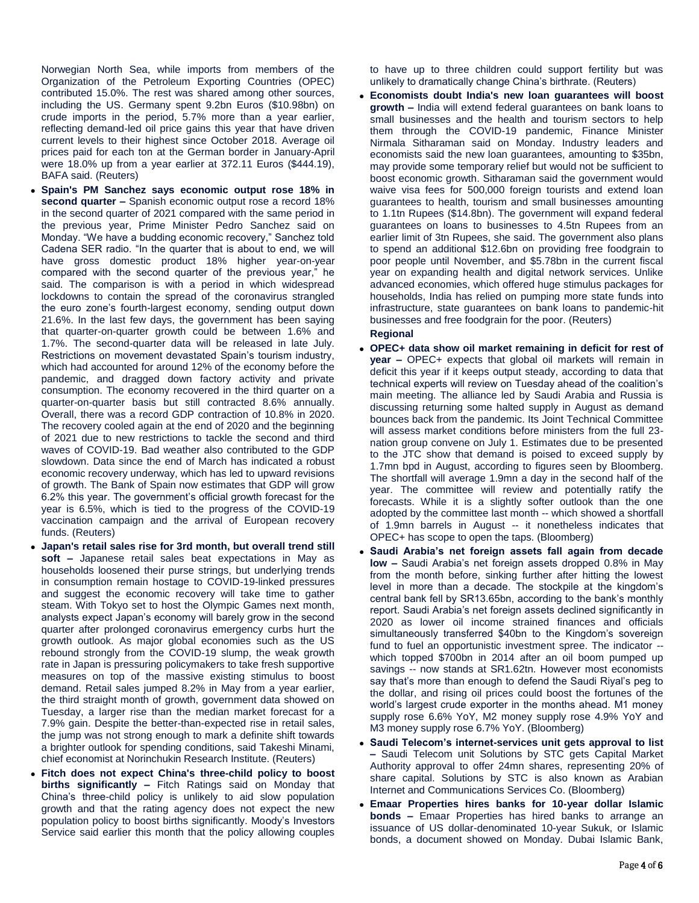Norwegian North Sea, while imports from members of the Organization of the Petroleum Exporting Countries (OPEC) contributed 15.0%. The rest was shared among other sources, including the US. Germany spent 9.2bn Euros ($10.98bn) on crude imports in the period, 5.7% more than a year earlier, reflecting demand-led oil price gains this year that have driven current levels to their highest since October 2018. Average oil prices paid for each ton at the German border in January-April were 18.0% up from a year earlier at 372.11 Euros ($444.19), BAFA said. (Reuters)

- **Spain's PM Sanchez says economic output rose 18% in second quarter –** Spanish economic output rose a record 18% in the second quarter of 2021 compared with the same period in the previous year, Prime Minister Pedro Sanchez said on Monday. "We have a budding economic recovery," Sanchez told Cadena SER radio. "In the quarter that is about to end, we will have gross domestic product 18% higher year-on-year compared with the second quarter of the previous year," he said. The comparison is with a period in which widespread lockdowns to contain the spread of the coronavirus strangled the euro zone's fourth-largest economy, sending output down 21.6%. In the last few days, the government has been saying that quarter-on-quarter growth could be between 1.6% and 1.7%. The second-quarter data will be released in late July. Restrictions on movement devastated Spain's tourism industry, which had accounted for around 12% of the economy before the pandemic, and dragged down factory activity and private consumption. The economy recovered in the third quarter on a quarter-on-quarter basis but still contracted 8.6% annually. Overall, there was a record GDP contraction of 10.8% in 2020. The recovery cooled again at the end of 2020 and the beginning of 2021 due to new restrictions to tackle the second and third waves of COVID-19. Bad weather also contributed to the GDP slowdown. Data since the end of March has indicated a robust economic recovery underway, which has led to upward revisions of growth. The Bank of Spain now estimates that GDP will grow 6.2% this year. The government's official growth forecast for the year is 6.5%, which is tied to the progress of the COVID-19 vaccination campaign and the arrival of European recovery funds. (Reuters)
- **Japan's retail sales rise for 3rd month, but overall trend still soft –** Japanese retail sales beat expectations in May as households loosened their purse strings, but underlying trends in consumption remain hostage to COVID-19-linked pressures and suggest the economic recovery will take time to gather steam. With Tokyo set to host the Olympic Games next month, analysts expect Japan's economy will barely grow in the second quarter after prolonged coronavirus emergency curbs hurt the growth outlook. As major global economies such as the US rebound strongly from the COVID-19 slump, the weak growth rate in Japan is pressuring policymakers to take fresh supportive measures on top of the massive existing stimulus to boost demand. Retail sales jumped 8.2% in May from a year earlier, the third straight month of growth, government data showed on Tuesday, a larger rise than the median market forecast for a 7.9% gain. Despite the better-than-expected rise in retail sales, the jump was not strong enough to mark a definite shift towards a brighter outlook for spending conditions, said Takeshi Minami, chief economist at Norinchukin Research Institute. (Reuters)
- **Fitch does not expect China's three-child policy to boost births significantly –** Fitch Ratings said on Monday that China's three-child policy is unlikely to aid slow population growth and that the rating agency does not expect the new population policy to boost births significantly. Moody's Investors Service said earlier this month that the policy allowing couples to have up to three children could support fertility but was unlikely to dramatically change China's birthrate. (Reuters)
- **Economists doubt India's new loan guarantees will boost growth –** India will extend federal guarantees on bank loans to small businesses and the health and tourism sectors to help them through the COVID-19 pandemic, Finance Minister Nirmala Sitharaman said on Monday. Industry leaders and economists said the new loan guarantees, amounting to $35bn, may provide some temporary relief but would not be sufficient to boost economic growth. Sitharaman said the government would waive visa fees for 500,000 foreign tourists and extend loan guarantees to health, tourism and small businesses amounting to 1.1tn Rupees ($14.8bn). The government will expand federal guarantees on loans to businesses to 4.5tn Rupees from an earlier limit of 3tn Rupees, she said. The government also plans to spend an additional $12.6bn on providing free foodgrain to poor people until November, and $5.78bn in the current fiscal year on expanding health and digital network services. Unlike advanced economies, which offered huge stimulus packages for households, India has relied on pumping more state funds into infrastructure, state guarantees on bank loans to pandemic-hit businesses and free foodgrain for the poor. (Reuters)

**Regional**

- **OPEC+ data show oil market remaining in deficit for rest of year –** OPEC+ expects that global oil markets will remain in deficit this year if it keeps output steady, according to data that technical experts will review on Tuesday ahead of the coalition's main meeting. The alliance led by Saudi Arabia and Russia is discussing returning some halted supply in August as demand bounces back from the pandemic. Its Joint Technical Committee will assess market conditions before ministers from the full 23-nation group convene on July 1. Estimates due to be presented to the JTC show that demand is poised to exceed supply by 1.7mn bpd in August, according to figures seen by Bloomberg. The shortfall will average 1.9mn a day in the second half of the year. The committee will review and potentially ratify the forecasts. While it is a slightly softer outlook than the one adopted by the committee last month -- which showed a shortfall of 1.9mn barrels in August -- it nonetheless indicates that OPEC+ has scope to open the taps. (Bloomberg)
- **Saudi Arabia's net foreign assets fall again from decade low –** Saudi Arabia's net foreign assets dropped 0.8% in May from the month before, sinking further after hitting the lowest level in more than a decade. The stockpile at the kingdom's central bank fell by SR13.65bn, according to the bank's monthly report. Saudi Arabia's net foreign assets declined significantly in 2020 as lower oil income strained finances and officials simultaneously transferred $40bn to the Kingdom's sovereign fund to fuel an opportunistic investment spree. The indicator -- which topped $700bn in 2014 after an oil boom pumped up savings -- now stands at SR1.62tn. However most economists say that's more than enough to defend the Saudi Riyal's peg to the dollar, and rising oil prices could boost the fortunes of the world's largest crude exporter in the months ahead. M1 money supply rose 6.6% YoY, M2 money supply rose 4.9% YoY and M3 money supply rose 6.7% YoY. (Bloomberg)
- **Saudi Telecom's internet-services unit gets approval to list –** Saudi Telecom unit Solutions by STC gets Capital Market Authority approval to offer 24mn shares, representing 20% of share capital. Solutions by STC is also known as Arabian Internet and Communications Services Co. (Bloomberg)
- **Emaar Properties hires banks for 10-year dollar Islamic bonds –** Emaar Properties has hired banks to arrange an issuance of US dollar-denominated 10-year Sukuk, or Islamic bonds, a document showed on Monday. Dubai Islamic Bank,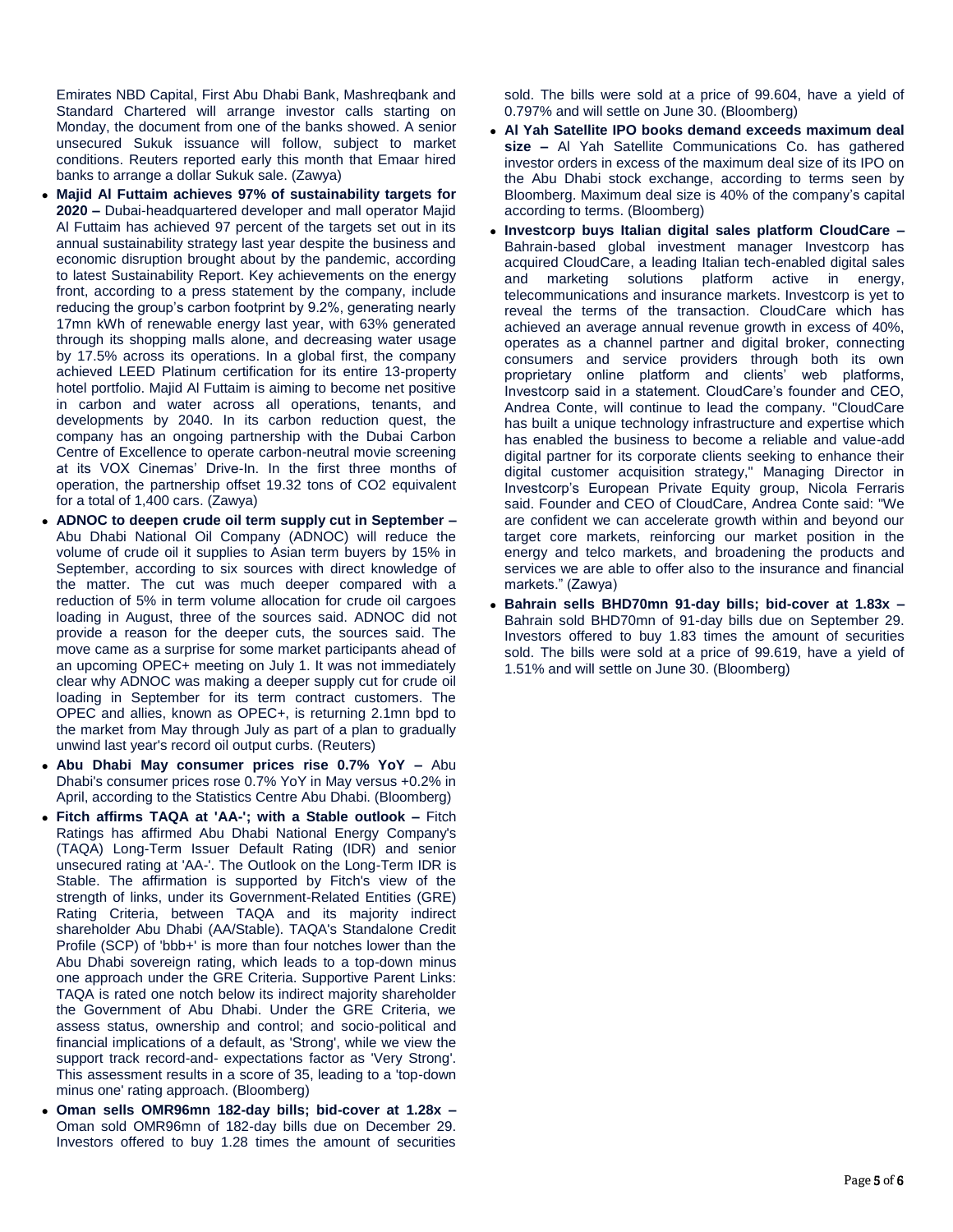Emirates NBD Capital, First Abu Dhabi Bank, Mashreqbank and Standard Chartered will arrange investor calls starting on Monday, the document from one of the banks showed. A senior unsecured Sukuk issuance will follow, subject to market conditions. Reuters reported early this month that Emaar hired banks to arrange a dollar Sukuk sale. (Zawya)

- **Majid Al Futtaim achieves 97% of sustainability targets for 2020 –** Dubai-headquartered developer and mall operator Majid Al Futtaim has achieved 97 percent of the targets set out in its annual sustainability strategy last year despite the business and economic disruption brought about by the pandemic, according to latest Sustainability Report. Key achievements on the energy front, according to a press statement by the company, include reducing the group's carbon footprint by 9.2%, generating nearly 17mn kWh of renewable energy last year, with 63% generated through its shopping malls alone, and decreasing water usage by 17.5% across its operations. In a global first, the company achieved LEED Platinum certification for its entire 13-property hotel portfolio. Majid Al Futtaim is aiming to become net positive in carbon and water across all operations, tenants, and developments by 2040. In its carbon reduction quest, the company has an ongoing partnership with the Dubai Carbon Centre of Excellence to operate carbon-neutral movie screening at its VOX Cinemas' Drive-In. In the first three months of operation, the partnership offset 19.32 tons of CO2 equivalent for a total of 1,400 cars. (Zawya)
- **ADNOC to deepen crude oil term supply cut in September –** Abu Dhabi National Oil Company (ADNOC) will reduce the volume of crude oil it supplies to Asian term buyers by 15% in September, according to six sources with direct knowledge of the matter. The cut was much deeper compared with a reduction of 5% in term volume allocation for crude oil cargoes loading in August, three of the sources said. ADNOC did not provide a reason for the deeper cuts, the sources said. The move came as a surprise for some market participants ahead of an upcoming OPEC+ meeting on July 1. It was not immediately clear why ADNOC was making a deeper supply cut for crude oil loading in September for its term contract customers. The OPEC and allies, known as OPEC+, is returning 2.1mn bpd to the market from May through July as part of a plan to gradually unwind last year's record oil output curbs. (Reuters)
- **Abu Dhabi May consumer prices rise 0.7% YoY –** Abu Dhabi's consumer prices rose 0.7% YoY in May versus +0.2% in April, according to the Statistics Centre Abu Dhabi. (Bloomberg)
- **Fitch affirms TAQA at 'AA-'; with a Stable outlook –** Fitch Ratings has affirmed Abu Dhabi National Energy Company's (TAQA) Long-Term Issuer Default Rating (IDR) and senior unsecured rating at 'AA-'. The Outlook on the Long-Term IDR is Stable. The affirmation is supported by Fitch's view of the strength of links, under its Government-Related Entities (GRE) Rating Criteria, between TAQA and its majority indirect shareholder Abu Dhabi (AA/Stable). TAQA's Standalone Credit Profile (SCP) of 'bbb+' is more than four notches lower than the Abu Dhabi sovereign rating, which leads to a top-down minus one approach under the GRE Criteria. Supportive Parent Links: TAQA is rated one notch below its indirect majority shareholder the Government of Abu Dhabi. Under the GRE Criteria, we assess status, ownership and control; and socio-political and financial implications of a default, as 'Strong', while we view the support track record-and- expectations factor as 'Very Strong'. This assessment results in a score of 35, leading to a 'top-down minus one' rating approach. (Bloomberg)
- **Oman sells OMR96mn 182-day bills; bid-cover at 1.28x –** Oman sold OMR96mn of 182-day bills due on December 29. Investors offered to buy 1.28 times the amount of securities sold. The bills were sold at a price of 99.604, have a yield of 0.797% and will settle on June 30. (Bloomberg)
- **Al Yah Satellite IPO books demand exceeds maximum deal size –** Al Yah Satellite Communications Co. has gathered investor orders in excess of the maximum deal size of its IPO on the Abu Dhabi stock exchange, according to terms seen by Bloomberg. Maximum deal size is 40% of the company's capital according to terms. (Bloomberg)
- **Investcorp buys Italian digital sales platform CloudCare –** Bahrain-based global investment manager Investcorp has acquired CloudCare, a leading Italian tech-enabled digital sales and marketing solutions platform active in energy, telecommunications and insurance markets. Investcorp is yet to reveal the terms of the transaction. CloudCare which has achieved an average annual revenue growth in excess of 40%, operates as a channel partner and digital broker, connecting consumers and service providers through both its own proprietary online platform and clients' web platforms, Investcorp said in a statement. CloudCare's founder and CEO, Andrea Conte, will continue to lead the company. "CloudCare has built a unique technology infrastructure and expertise which has enabled the business to become a reliable and value-add digital partner for its corporate clients seeking to enhance their digital customer acquisition strategy," Managing Director in Investcorp's European Private Equity group, Nicola Ferraris said. Founder and CEO of CloudCare, Andrea Conte said: "We are confident we can accelerate growth within and beyond our target core markets, reinforcing our market position in the energy and telco markets, and broadening the products and services we are able to offer also to the insurance and financial markets." (Zawya)
- **Bahrain sells BHD70mn 91-day bills; bid-cover at 1.83x –** Bahrain sold BHD70mn of 91-day bills due on September 29. Investors offered to buy 1.83 times the amount of securities sold. The bills were sold at a price of 99.619, have a yield of 1.51% and will settle on June 30. (Bloomberg)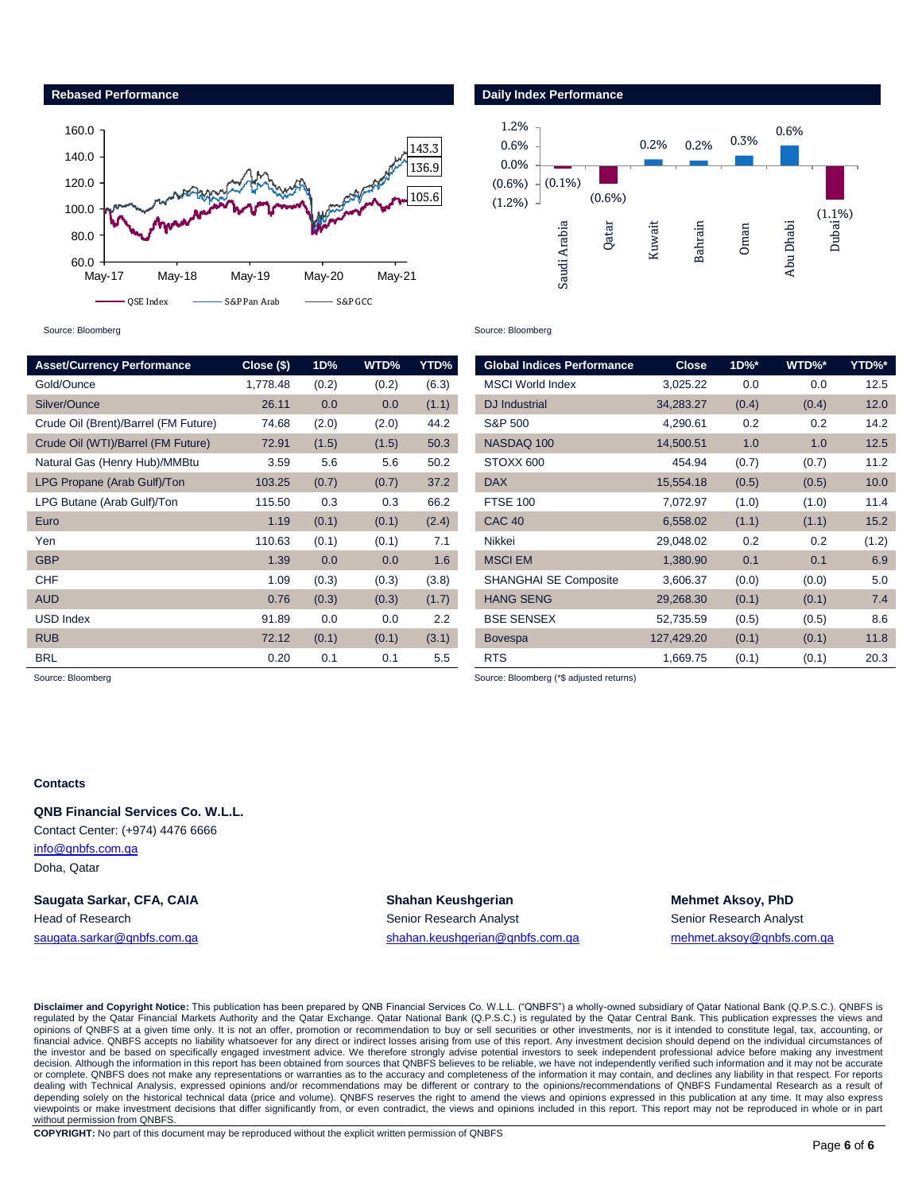**Rebased Performance**

160.0
140.0
120.0
100.0
80.0
60.0
May-17 May-18 May-19 May-20 May-21
143.3
136.9
105.6
QSE Index S&P Pan Arab S&P GCC

Source: Bloomberg

**Daily Index Performance**

1.2%
0.6%
0.0%
(0.6%)
(1.2%)
(0.1%) (0.6%) 0.2% 0.2% 0.3% 0.6% (1.1%)
Saudi Arabia Qatar Kuwait Bahrain Oman Abu Dhabi Dubai

Source: Bloomberg

| Asset/Currency Performance | Close ($) | 1D% | WTD% | YTD% |
|---|---|---|---|---|
| Gold/Ounce | 1,778.48 | (0.2) | (0.2) | (6.3) |
| Silver/Ounce | 26.11 | 0.0 | 0.0 | (1.1) |
| Crude Oil (Brent)/Barrel (FM Future) | 74.68 | (2.0) | (2.0) | 44.2 |
| Crude Oil (WTI)/Barrel (FM Future) | 72.91 | (1.5) | (1.5) | 50.3 |
| Natural Gas (Henry Hub)/MMBtu | 3.59 | 5.6 | 5.6 | 50.2 |
| LPG Propane (Arab Gulf)/Ton | 103.25 | (0.7) | (0.7) | 37.2 |
| LPG Butane (Arab Gulf)/Ton | 115.50 | 0.3 | 0.3 | 66.2 |
| Euro | 1.19 | (0.1) | (0.1) | (2.4) |
| Yen | 110.63 | (0.1) | (0.1) | 7.1 |
| GBP | 1.39 | 0.0 | 0.0 | 1.6 |
| CHF | 1.09 | (0.3) | (0.3) | (3.8) |
| AUD | 0.76 | (0.3) | (0.3) | (1.7) |
| USD Index | 91.89 | 0.0 | 0.0 | 2.2 |
| RUB | 72.12 | (0.1) | (0.1) | (3.1) |
| BRL | 0.20 | 0.1 | 0.1 | 5.5 |

Source: Bloomberg

| Global Indices Performance | Close | 1D%* | WTD%* | YTD%* |
|---|---|---|---|---|
| MSCI World Index | 3,025.22 | 0.0 | 0.0 | 12.5 |
| DJ Industrial | 34,283.27 | (0.4) | (0.4) | 12.0 |
| S&P 500 | 4,290.61 | 0.2 | 0.2 | 14.2 |
| NASDAQ 100 | 14,500.51 | 1.0 | 1.0 | 12.5 |
| STOXX 600 | 454.94 | (0.7) | (0.7) | 11.2 |
| DAX | 15,554.18 | (0.5) | (0.5) | 10.0 |
| FTSE 100 | 7,072.97 | (1.0) | (1.0) | 11.4 |
| CAC 40 | 6,558.02 | (1.1) | (1.1) | 15.2 |
| Nikkei | 29,048.02 | 0.2 | 0.2 | (1.2) |
| MSCI EM | 1,380.90 | 0.1 | 0.1 | 6.9 |
| SHANGHAI SE Composite | 3,606.37 | (0.0) | (0.0) | 5.0 |
| HANG SENG | 29,268.30 | (0.1) | (0.1) | 7.4 |
| BSE SENSEX | 52,735.59 | (0.5) | (0.5) | 8.6 |
| Bovespa | 127,429.20 | (0.1) | (0.1) | 11.8 |
| RTS | 1,669.75 | (0.1) | (0.1) | 20.3 |

Source: Bloomberg (*$ adjusted returns)

**Contacts**

**QNB Financial Services Co. W.L.L.**
Contact Center: (+974) 4476 6666
info@qnbfs.com.qa
Doha, Qatar

**Saugata Sarkar, CFA, CAIA**
Head of Research
saugata.sarkar@qnbfs.com.qa

**Shahan Keushgerian**
Senior Research Analyst
shahan.keushgerian@qnbfs.com.qa

**Mehmet Aksoy, PhD**
Senior Research Analyst
mehmet.aksoy@qnbfs.com.qa

**Disclaimer and Copyright Notice:** This publication has been prepared by QNB Financial Services Co. W.L.L. ("QNBFS") a wholly-owned subsidiary of Qatar National Bank (Q.P.S.C.). QNBFS is regulated by the Qatar Financial Markets Authority and the Qatar Exchange. Qatar National Bank (Q.P.S.C.) is regulated by the Qatar Central Bank. This publication expresses the views and opinions of QNBFS at a given time only. It is not an offer, promotion or recommendation to buy or sell securities or other investments, nor is it intended to constitute legal, tax, accounting, or financial advice. QNBFS accepts no liability whatsoever for any direct or indirect losses arising from use of this report. Any investment decision should depend on the individual circumstances of the investor and be based on specifically engaged investment advice. We therefore strongly advise potential investors to seek independent professional advice before making any investment decision. Although the information in this report has been obtained from sources that QNBFS believes to be reliable, we have not independently verified such information and it may not be accurate or complete. QNBFS does not make any representations or warranties as to the accuracy and completeness of the information it may contain, and declines any liability in that respect. For reports dealing with Technical Analysis, expressed opinions and/or recommendations may be different or contrary to the opinions/recommendations of QNBFS Fundamental Research as a result of depending solely on the historical technical data (price and volume). QNBFS reserves the right to amend the views and opinions expressed in this publication at any time. It may also express viewpoints or make investment decisions that differ significantly from, or even contradict, the views and opinions included in this report. This report may not be reproduced in whole or in part without permission from QNBFS.

**COPYRIGHT:** No part of this document may be reproduced without the explicit written permission of QNBFS.